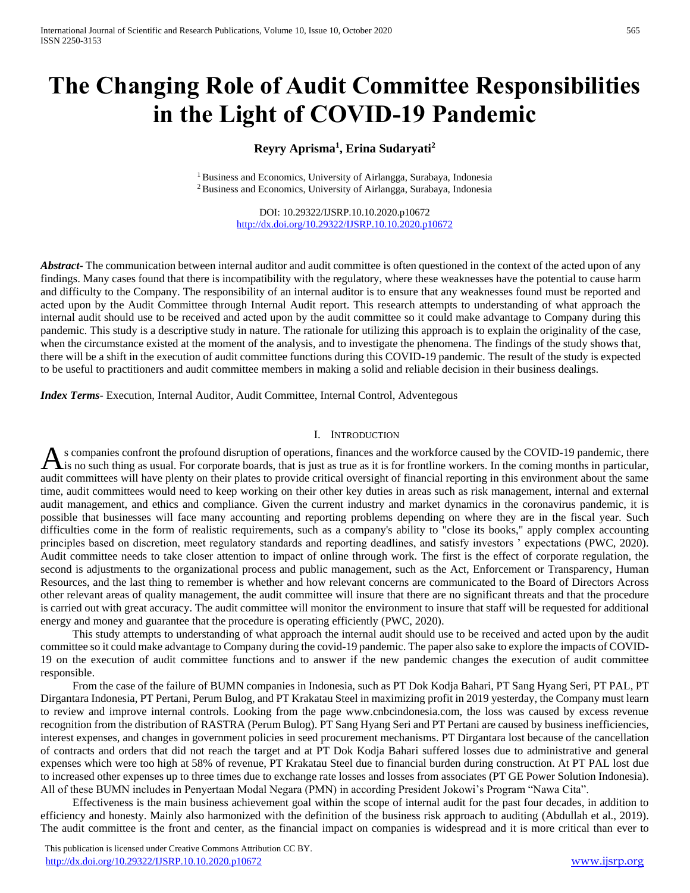# The Changing Role of Audit Committee Responsibilities in the Light of COVID-19 Pandemic

**Reyry Aprisma[1], Erina Sudaryati[2]**

[1] Business and Economics, University of Airlangga, Surabaya, Indonesia
[2] Business and Economics, University of Airlangga, Surabaya, Indonesia

DOI: 10.29322/IJSRP.10.10.2020.p10672
http://dx.doi.org/10.29322/IJSRP.10.10.2020.p10672

***Abstract***- The communication between internal auditor and audit committee is often questioned in the context of the acted upon of any findings. Many cases found that there is incompatibility with the regulatory, where these weaknesses have the potential to cause harm and difficulty to the Company. The responsibility of an internal auditor is to ensure that any weaknesses found must be reported and acted upon by the Audit Committee through Internal Audit report. This research attempts to understanding of what approach the internal audit should use to be received and acted upon by the audit committee so it could make advantage to Company during this pandemic. This study is a descriptive study in nature. The rationale for utilizing this approach is to explain the originality of the case, when the circumstance existed at the moment of the analysis, and to investigate the phenomena. The findings of the study shows that, there will be a shift in the execution of audit committee functions during this COVID-19 pandemic. The result of the study is expected to be useful to practitioners and audit committee members in making a solid and reliable decision in their business dealings.

***Index Terms***- Execution, Internal Auditor, Audit Committee, Internal Control, Adventegous

## I. Introduction

As companies confront the profound disruption of operations, finances and the workforce caused by the COVID-19 pandemic, there is no such thing as usual. For corporate boards, that is just as true as it is for frontline workers. In the coming months in particular, audit committees will have plenty on their plates to provide critical oversight of financial reporting in this environment about the same time, audit committees would need to keep working on their other key duties in areas such as risk management, internal and external audit management, and ethics and compliance. Given the current industry and market dynamics in the coronavirus pandemic, it is possible that businesses will face many accounting and reporting problems depending on where they are in the fiscal year. Such difficulties come in the form of realistic requirements, such as a company's ability to "close its books," apply complex accounting principles based on discretion, meet regulatory standards and reporting deadlines, and satisfy investors ' expectations (PWC, 2020). Audit committee needs to take closer attention to impact of online through work. The first is the effect of corporate regulation, the second is adjustments to the organizational process and public management, such as the Act, Enforcement or Transparency, Human Resources, and the last thing to remember is whether and how relevant concerns are communicated to the Board of Directors Across other relevant areas of quality management, the audit committee will insure that there are no significant threats and that the procedure is carried out with great accuracy. The audit committee will monitor the environment to insure that staff will be requested for additional energy and money and guarantee that the procedure is operating efficiently (PWC, 2020).

This study attempts to understanding of what approach the internal audit should use to be received and acted upon by the audit committee so it could make advantage to Company during the covid-19 pandemic. The paper also sake to explore the impacts of COVID-19 on the execution of audit committee functions and to answer if the new pandemic changes the execution of audit committee responsible.

From the case of the failure of BUMN companies in Indonesia, such as PT Dok Kodja Bahari, PT Sang Hyang Seri, PT PAL, PT Dirgantara Indonesia, PT Pertani, Perum Bulog, and PT Krakatau Steel in maximizing profit in 2019 yesterday, the Company must learn to review and improve internal controls. Looking from the page www.cnbcindonesia.com, the loss was caused by excess revenue recognition from the distribution of RASTRA (Perum Bulog). PT Sang Hyang Seri and PT Pertani are caused by business inefficiencies, interest expenses, and changes in government policies in seed procurement mechanisms. PT Dirgantara lost because of the cancellation of contracts and orders that did not reach the target and at PT Dok Kodja Bahari suffered losses due to administrative and general expenses which were too high at 58% of revenue, PT Krakatau Steel due to financial burden during construction. At PT PAL lost due to increased other expenses up to three times due to exchange rate losses and losses from associates (PT GE Power Solution Indonesia). All of these BUMN includes in Penyertaan Modal Negara (PMN) in according President Jokowi's Program "Nawa Cita".

Effectiveness is the main business achievement goal within the scope of internal audit for the past four decades, in addition to efficiency and honesty. Mainly also harmonized with the definition of the business risk approach to auditing (Abdullah et al., 2019). The audit committee is the front and center, as the financial impact on companies is widespread and it is more critical than ever to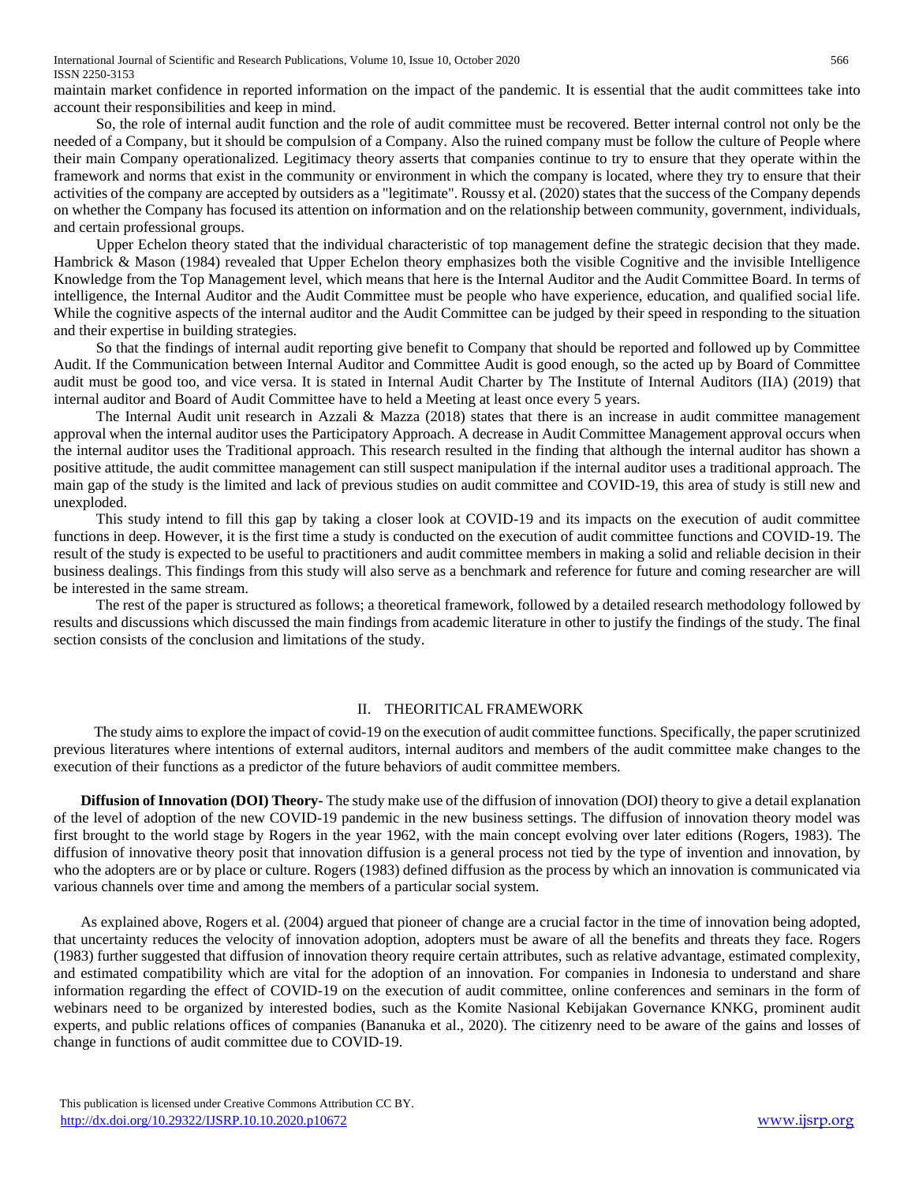maintain market confidence in reported information on the impact of the pandemic. It is essential that the audit committees take into account their responsibilities and keep in mind.

So, the role of internal audit function and the role of audit committee must be recovered. Better internal control not only be the needed of a Company, but it should be compulsion of a Company. Also the ruined company must be follow the culture of People where their main Company operationalized. Legitimacy theory asserts that companies continue to try to ensure that they operate within the framework and norms that exist in the community or environment in which the company is located, where they try to ensure that their activities of the company are accepted by outsiders as a "legitimate". Roussy et al. (2020) states that the success of the Company depends on whether the Company has focused its attention on information and on the relationship between community, government, individuals, and certain professional groups.

Upper Echelon theory stated that the individual characteristic of top management define the strategic decision that they made. Hambrick & Mason (1984) revealed that Upper Echelon theory emphasizes both the visible Cognitive and the invisible Intelligence Knowledge from the Top Management level, which means that here is the Internal Auditor and the Audit Committee Board. In terms of intelligence, the Internal Auditor and the Audit Committee must be people who have experience, education, and qualified social life. While the cognitive aspects of the internal auditor and the Audit Committee can be judged by their speed in responding to the situation and their expertise in building strategies.

So that the findings of internal audit reporting give benefit to Company that should be reported and followed up by Committee Audit. If the Communication between Internal Auditor and Committee Audit is good enough, so the acted up by Board of Committee audit must be good too, and vice versa. It is stated in Internal Audit Charter by The Institute of Internal Auditors (IIA) (2019) that internal auditor and Board of Audit Committee have to held a Meeting at least once every 5 years.

The Internal Audit unit research in Azzali & Mazza (2018) states that there is an increase in audit committee management approval when the internal auditor uses the Participatory Approach. A decrease in Audit Committee Management approval occurs when the internal auditor uses the Traditional approach. This research resulted in the finding that although the internal auditor has shown a positive attitude, the audit committee management can still suspect manipulation if the internal auditor uses a traditional approach. The main gap of the study is the limited and lack of previous studies on audit committee and COVID-19, this area of study is still new and unexploded.

This study intend to fill this gap by taking a closer look at COVID-19 and its impacts on the execution of audit committee functions in deep. However, it is the first time a study is conducted on the execution of audit committee functions and COVID-19. The result of the study is expected to be useful to practitioners and audit committee members in making a solid and reliable decision in their business dealings. This findings from this study will also serve as a benchmark and reference for future and coming researcher are will be interested in the same stream.

The rest of the paper is structured as follows; a theoretical framework, followed by a detailed research methodology followed by results and discussions which discussed the main findings from academic literature in other to justify the findings of the study. The final section consists of the conclusion and limitations of the study.

## II. THEORITICAL FRAMEWORK

The study aims to explore the impact of covid-19 on the execution of audit committee functions. Specifically, the paper scrutinized previous literatures where intentions of external auditors, internal auditors and members of the audit committee make changes to the execution of their functions as a predictor of the future behaviors of audit committee members.

**Diffusion of Innovation (DOI) Theory-** The study make use of the diffusion of innovation (DOI) theory to give a detail explanation of the level of adoption of the new COVID-19 pandemic in the new business settings. The diffusion of innovation theory model was first brought to the world stage by Rogers in the year 1962, with the main concept evolving over later editions (Rogers, 1983). The diffusion of innovative theory posit that innovation diffusion is a general process not tied by the type of invention and innovation, by who the adopters are or by place or culture. Rogers (1983) defined diffusion as the process by which an innovation is communicated via various channels over time and among the members of a particular social system.

As explained above, Rogers et al. (2004) argued that pioneer of change are a crucial factor in the time of innovation being adopted, that uncertainty reduces the velocity of innovation adoption, adopters must be aware of all the benefits and threats they face. Rogers (1983) further suggested that diffusion of innovation theory require certain attributes, such as relative advantage, estimated complexity, and estimated compatibility which are vital for the adoption of an innovation. For companies in Indonesia to understand and share information regarding the effect of COVID-19 on the execution of audit committee, online conferences and seminars in the form of webinars need to be organized by interested bodies, such as the Komite Nasional Kebijakan Governance KNKG, prominent audit experts, and public relations offices of companies (Bananuka et al., 2020). The citizenry need to be aware of the gains and losses of change in functions of audit committee due to COVID-19.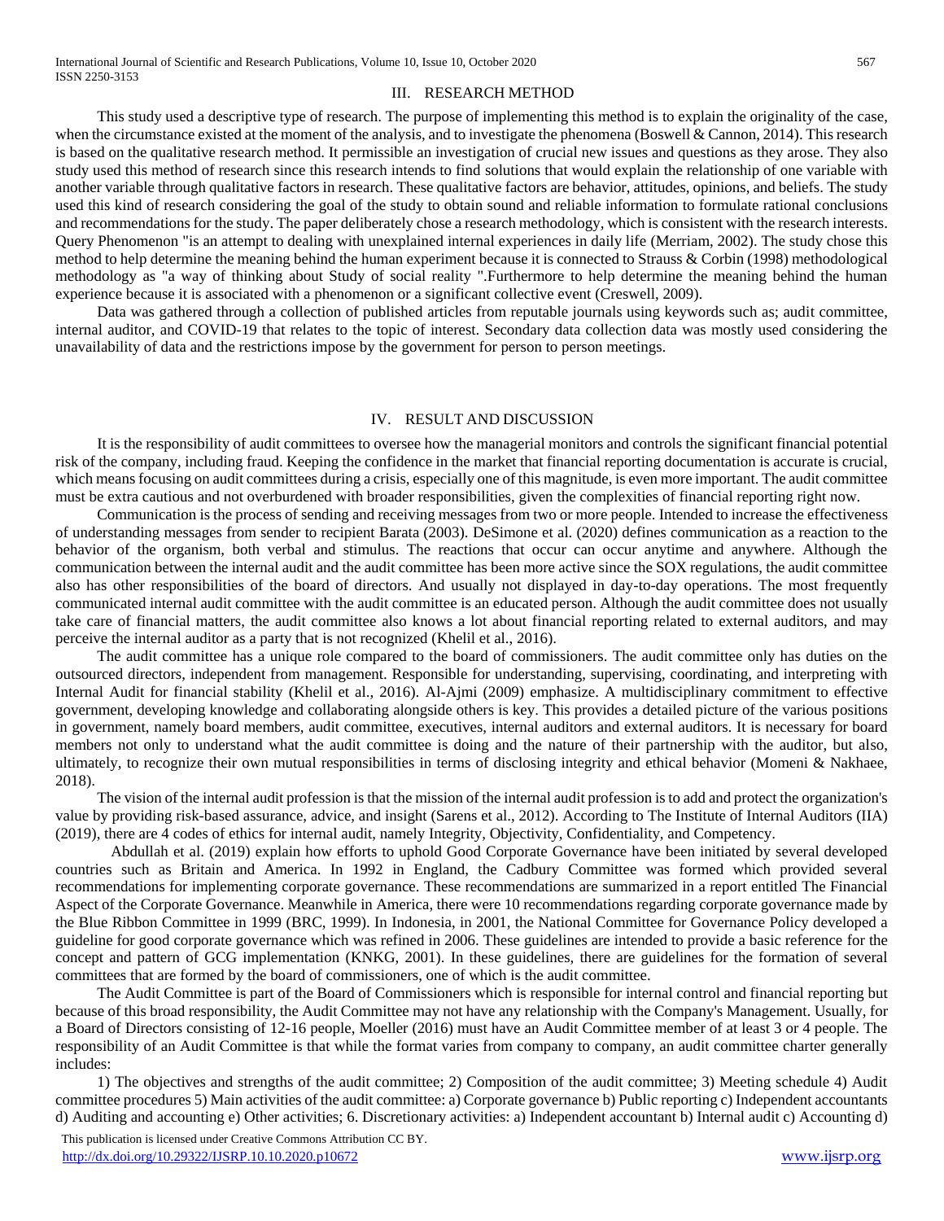## III. RESEARCH METHOD

This study used a descriptive type of research. The purpose of implementing this method is to explain the originality of the case, when the circumstance existed at the moment of the analysis, and to investigate the phenomena (Boswell & Cannon, 2014). This research is based on the qualitative research method. It permissible an investigation of crucial new issues and questions as they arose. They also study used this method of research since this research intends to find solutions that would explain the relationship of one variable with another variable through qualitative factors in research. These qualitative factors are behavior, attitudes, opinions, and beliefs. The study used this kind of research considering the goal of the study to obtain sound and reliable information to formulate rational conclusions and recommendations for the study. The paper deliberately chose a research methodology, which is consistent with the research interests. Query Phenomenon "is an attempt to dealing with unexplained internal experiences in daily life (Merriam, 2002). The study chose this method to help determine the meaning behind the human experiment because it is connected to Strauss & Corbin (1998) methodological methodology as "a way of thinking about Study of social reality ".Furthermore to help determine the meaning behind the human experience because it is associated with a phenomenon or a significant collective event (Creswell, 2009).

Data was gathered through a collection of published articles from reputable journals using keywords such as; audit committee, internal auditor, and COVID-19 that relates to the topic of interest. Secondary data collection data was mostly used considering the unavailability of data and the restrictions impose by the government for person to person meetings.

## IV. RESULT AND DISCUSSION

It is the responsibility of audit committees to oversee how the managerial monitors and controls the significant financial potential risk of the company, including fraud. Keeping the confidence in the market that financial reporting documentation is accurate is crucial, which means focusing on audit committees during a crisis, especially one of this magnitude, is even more important. The audit committee must be extra cautious and not overburdened with broader responsibilities, given the complexities of financial reporting right now.

Communication is the process of sending and receiving messages from two or more people. Intended to increase the effectiveness of understanding messages from sender to recipient Barata (2003). DeSimone et al. (2020) defines communication as a reaction to the behavior of the organism, both verbal and stimulus. The reactions that occur can occur anytime and anywhere. Although the communication between the internal audit and the audit committee has been more active since the SOX regulations, the audit committee also has other responsibilities of the board of directors. And usually not displayed in day-to-day operations. The most frequently communicated internal audit committee with the audit committee is an educated person. Although the audit committee does not usually take care of financial matters, the audit committee also knows a lot about financial reporting related to external auditors, and may perceive the internal auditor as a party that is not recognized (Khelil et al., 2016).

The audit committee has a unique role compared to the board of commissioners. The audit committee only has duties on the outsourced directors, independent from management. Responsible for understanding, supervising, coordinating, and interpreting with Internal Audit for financial stability (Khelil et al., 2016). Al-Ajmi (2009) emphasize. A multidisciplinary commitment to effective government, developing knowledge and collaborating alongside others is key. This provides a detailed picture of the various positions in government, namely board members, audit committee, executives, internal auditors and external auditors. It is necessary for board members not only to understand what the audit committee is doing and the nature of their partnership with the auditor, but also, ultimately, to recognize their own mutual responsibilities in terms of disclosing integrity and ethical behavior (Momeni & Nakhaee, 2018).

The vision of the internal audit profession is that the mission of the internal audit profession is to add and protect the organization's value by providing risk-based assurance, advice, and insight (Sarens et al., 2012). According to The Institute of Internal Auditors (IIA) (2019), there are 4 codes of ethics for internal audit, namely Integrity, Objectivity, Confidentiality, and Competency.

Abdullah et al. (2019) explain how efforts to uphold Good Corporate Governance have been initiated by several developed countries such as Britain and America. In 1992 in England, the Cadbury Committee was formed which provided several recommendations for implementing corporate governance. These recommendations are summarized in a report entitled The Financial Aspect of the Corporate Governance. Meanwhile in America, there were 10 recommendations regarding corporate governance made by the Blue Ribbon Committee in 1999 (BRC, 1999). In Indonesia, in 2001, the National Committee for Governance Policy developed a guideline for good corporate governance which was refined in 2006. These guidelines are intended to provide a basic reference for the concept and pattern of GCG implementation (KNKG, 2001). In these guidelines, there are guidelines for the formation of several committees that are formed by the board of commissioners, one of which is the audit committee.

The Audit Committee is part of the Board of Commissioners which is responsible for internal control and financial reporting but because of this broad responsibility, the Audit Committee may not have any relationship with the Company's Management. Usually, for a Board of Directors consisting of 12-16 people, Moeller (2016) must have an Audit Committee member of at least 3 or 4 people. The responsibility of an Audit Committee is that while the format varies from company to company, an audit committee charter generally includes:

1) The objectives and strengths of the audit committee; 2) Composition of the audit committee; 3) Meeting schedule 4) Audit committee procedures 5) Main activities of the audit committee: a) Corporate governance b) Public reporting c) Independent accountants d) Auditing and accounting e) Other activities; 6. Discretionary activities: a) Independent accountant b) Internal audit c) Accounting d)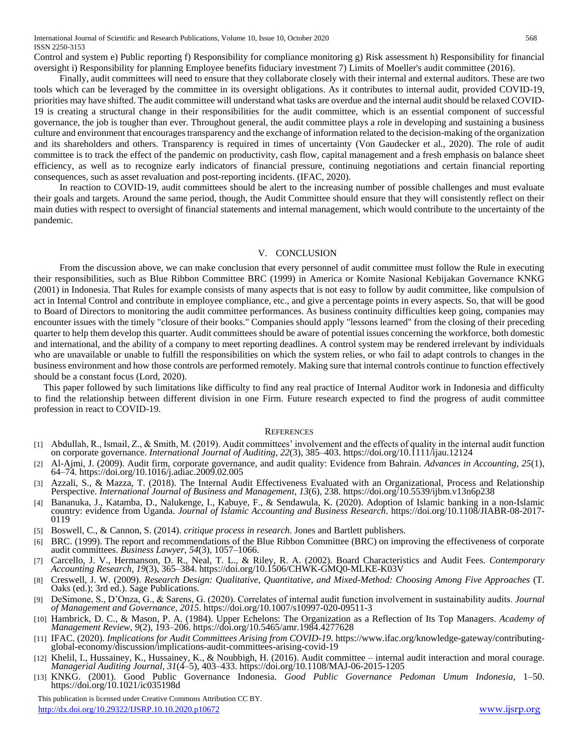Control and system e) Public reporting f) Responsibility for compliance monitoring g) Risk assessment h) Responsibility for financial oversight i) Responsibility for planning Employee benefits fiduciary investment 7) Limits of Moeller's audit committee (2016).

Finally, audit committees will need to ensure that they collaborate closely with their internal and external auditors. These are two tools which can be leveraged by the committee in its oversight obligations. As it contributes to internal audit, provided COVID-19, priorities may have shifted. The audit committee will understand what tasks are overdue and the internal audit should be relaxed COVID-19 is creating a structural change in their responsibilities for the audit committee, which is an essential component of successful governance, the job is tougher than ever. Throughout general, the audit committee plays a role in developing and sustaining a business culture and environment that encourages transparency and the exchange of information related to the decision-making of the organization and its shareholders and others. Transparency is required in times of uncertainty (Von Gaudecker et al., 2020). The role of audit committee is to track the effect of the pandemic on productivity, cash flow, capital management and a fresh emphasis on balance sheet efficiency, as well as to recognize early indicators of financial pressure, continuing negotiations and certain financial reporting consequences, such as asset revaluation and post-reporting incidents. (IFAC, 2020).

In reaction to COVID-19, audit committees should be alert to the increasing number of possible challenges and must evaluate their goals and targets. Around the same period, though, the Audit Committee should ensure that they will consistently reflect on their main duties with respect to oversight of financial statements and internal management, which would contribute to the uncertainty of the pandemic.

## V. CONCLUSION

From the discussion above, we can make conclusion that every personnel of audit committee must follow the Rule in executing their responsibilities, such as Blue Ribbon Committee BRC (1999) in America or Komite Nasional Kebijakan Governance KNKG (2001) in Indonesia. That Rules for example consists of many aspects that is not easy to follow by audit committee, like compulsion of act in Internal Control and contribute in employee compliance, etc., and give a percentage points in every aspects. So, that will be good to Board of Directors to monitoring the audit committee performances. As business continuity difficulties keep going, companies may encounter issues with the timely "closure of their books." Companies should apply "lessons learned" from the closing of their preceding quarter to help them develop this quarter. Audit committees should be aware of potential issues concerning the workforce, both domestic and international, and the ability of a company to meet reporting deadlines. A control system may be rendered irrelevant by individuals who are unavailable or unable to fulfill the responsibilities on which the system relies, or who fail to adapt controls to changes in the business environment and how those controls are performed remotely. Making sure that internal controls continue to function effectively should be a constant focus (Lord, 2020).

This paper followed by such limitations like difficulty to find any real practice of Internal Auditor work in Indonesia and difficulty to find the relationship between different division in one Firm. Future research expected to find the progress of audit committee profession in react to COVID-19.

## REFERENCES

[1] Abdullah, R., Ismail, Z., & Smith, M. (2019). Audit committees' involvement and the effects of quality in the internal audit function on corporate governance. *International Journal of Auditing*, *22*(3), 385–403. https://doi.org/10.1111/ijau.12124

[2] Al-Ajmi, J. (2009). Audit firm, corporate governance, and audit quality: Evidence from Bahrain. *Advances in Accounting*, *25*(1), 64–74. https://doi.org/10.1016/j.adiac.2009.02.005

[3] Azzali, S., & Mazza, T. (2018). The Internal Audit Effectiveness Evaluated with an Organizational, Process and Relationship Perspective. *International Journal of Business and Management*, *13*(6), 238. https://doi.org/10.5539/ijbm.v13n6p238

[4] Bananuka, J., Katamba, D., Nalukenge, I., Kabuye, F., & Sendawula, K. (2020). Adoption of Islamic banking in a non-Islamic country: evidence from Uganda. *Journal of Islamic Accounting and Business Research*. https://doi.org/10.1108/JIABR-08-2017-0119

[5] Boswell, C., & Cannon, S. (2014). *critique process in research*. Jones and Bartlett publishers.

[6] BRC. (1999). The report and recommendations of the Blue Ribbon Committee (BRC) on improving the effectiveness of corporate audit committees. *Business Lawyer*, *54*(3), 1057–1066.

[7] Carcello, J. V., Hermanson, D. R., Neal, T. L., & Riley, R. A. (2002). Board Characteristics and Audit Fees. *Contemporary Accounting Research*, *19*(3), 365–384. https://doi.org/10.1506/CHWK-GMQ0-MLKE-K03V

[8] Creswell, J. W. (2009). *Research Design: Qualitative, Quantitative, and Mixed-Method: Choosing Among Five Approaches* (T. Oaks (ed.); 3rd ed.). Sage Publications.

[9] DeSimone, S., D'Onza, G., & Sarens, G. (2020). Correlates of internal audit function involvement in sustainability audits. *Journal of Management and Governance*, *2015*. https://doi.org/10.1007/s10997-020-09511-3

[10] Hambrick, D. C., & Mason, P. A. (1984). Upper Echelons: The Organization as a Reflection of Its Top Managers. *Academy of Management Review*, *9*(2), 193–206. https://doi.org/10.5465/amr.1984.4277628

[11] IFAC. (2020). *Implications for Audit Committees Arising from COVID-19*. https://www.ifac.org/knowledge-gateway/contributing-global-economy/discussion/implications-audit-committees-arising-covid-19

[12] Khelil, I., Hussainey, K., Hussainey, K., & Noubbigh, H. (2016). Audit committee – internal audit interaction and moral courage. *Managerial Auditing Journal*, *31*(4–5), 403–433. https://doi.org/10.1108/MAJ-06-2015-1205

[13] KNKG. (2001). Good Public Governance Indonesia. *Good Public Governance Pedoman Umum Indonesia*, 1–50. https://doi.org/10.1021/ic035198d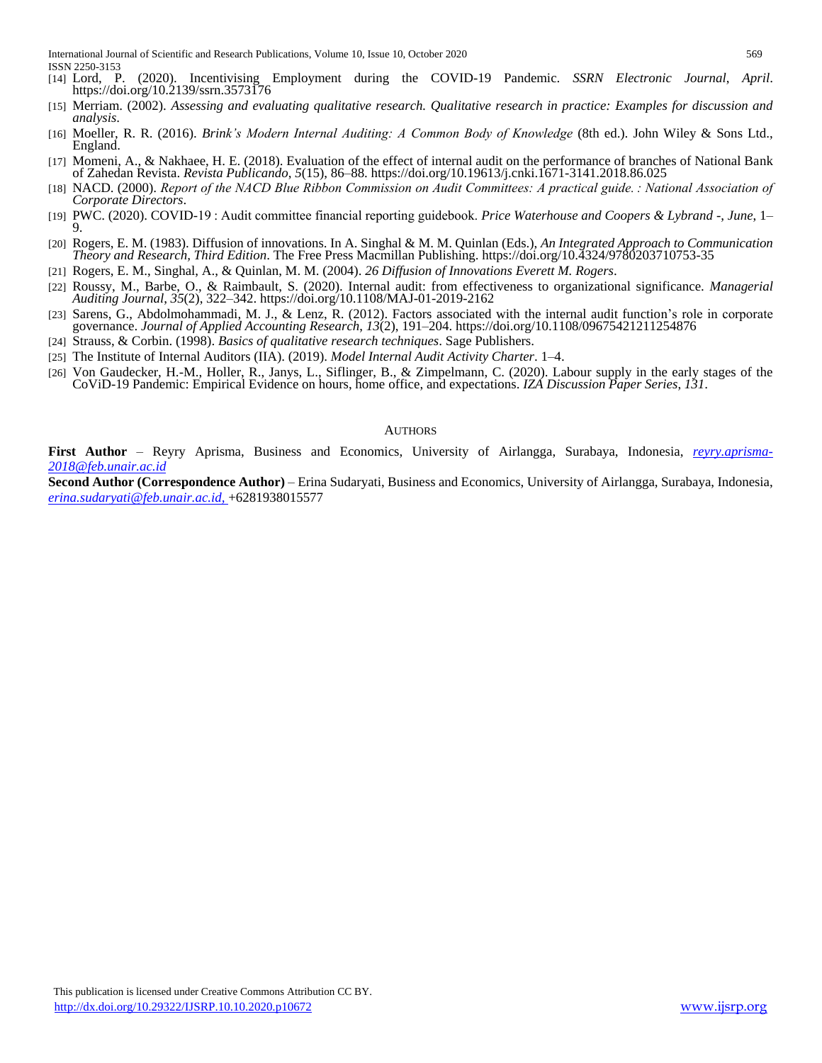[14] Lord, P. (2020). Incentivising Employment during the COVID-19 Pandemic. *SSRN Electronic Journal*, *April*. https://doi.org/10.2139/ssrn.3573176

[15] Merriam. (2002). *Assessing and evaluating qualitative research. Qualitative research in practice: Examples for discussion and analysis*.

[16] Moeller, R. R. (2016). *Brink's Modern Internal Auditing: A Common Body of Knowledge* (8th ed.). John Wiley & Sons Ltd., England.

[17] Momeni, A., & Nakhaee, H. E. (2018). Evaluation of the effect of internal audit on the performance of branches of National Bank of Zahedan Revista. *Revista Publicando*, *5*(15), 86–88. https://doi.org/10.19613/j.cnki.1671-3141.2018.86.025

[18] NACD. (2000). *Report of the NACD Blue Ribbon Commission on Audit Committees: A practical guide. : National Association of Corporate Directors*.

[19] PWC. (2020). COVID-19 : Audit committee financial reporting guidebook. *Price Waterhouse and Coopers & Lybrand -*, *June*, 1–9.

[20] Rogers, E. M. (1983). Diffusion of innovations. In A. Singhal & M. M. Quinlan (Eds.), *An Integrated Approach to Communication Theory and Research, Third Edition*. The Free Press Macmillan Publishing. https://doi.org/10.4324/9780203710753-35

[21] Rogers, E. M., Singhal, A., & Quinlan, M. M. (2004). *26 Diffusion of Innovations Everett M. Rogers*.

[22] Roussy, M., Barbe, O., & Raimbault, S. (2020). Internal audit: from effectiveness to organizational significance. *Managerial Auditing Journal*, *35*(2), 322–342. https://doi.org/10.1108/MAJ-01-2019-2162

[23] Sarens, G., Abdolmohammadi, M. J., & Lenz, R. (2012). Factors associated with the internal audit function's role in corporate governance. *Journal of Applied Accounting Research*, *13*(2), 191–204. https://doi.org/10.1108/09675421211254876

[24] Strauss, & Corbin. (1998). *Basics of qualitative research techniques*. Sage Publishers.

[25] The Institute of Internal Auditors (IIA). (2019). *Model Internal Audit Activity Charter*. 1–4.

[26] Von Gaudecker, H.-M., Holler, R., Janys, L., Siflinger, B., & Zimpelmann, C. (2020). Labour supply in the early stages of the CoViD-19 Pandemic: Empirical Evidence on hours, home office, and expectations. *IZA Discussion Paper Series*, *131*.

## AUTHORS

**First Author** – Reyry Aprisma, Business and Economics, University of Airlangga, Surabaya, Indonesia, reyry.aprisma-2018@feb.unair.ac.id

**Second Author (Correspondence Author)** – Erina Sudaryati, Business and Economics, University of Airlangga, Surabaya, Indonesia, erina.sudaryati@feb.unair.ac.id, +6281938015577